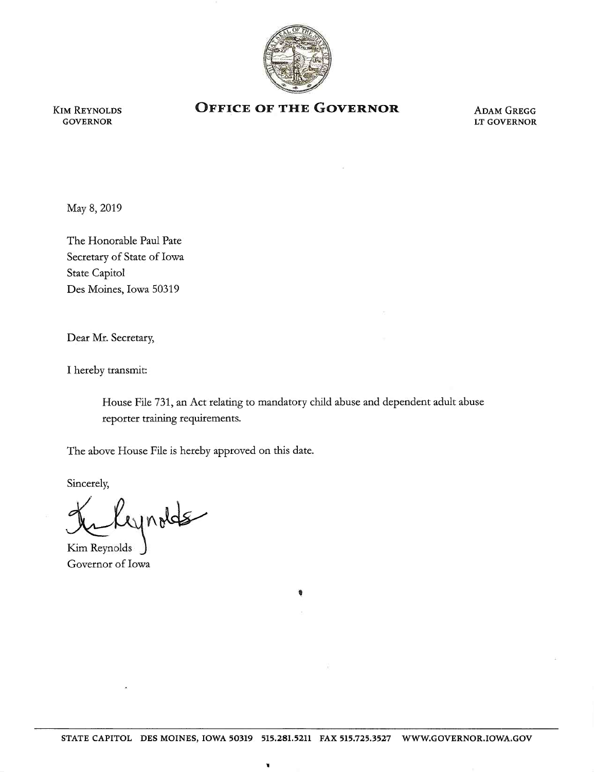KIM REYNOLDS
GOVERNOR

# OFFICE OF THE GOVERNOR

ADAM GREGG
LT GOVERNOR

May 8, 2019

The Honorable Paul Pate
Secretary of State of Iowa
State Capitol
Des Moines, Iowa 50319

Dear Mr. Secretary,

I hereby transmit:

> House File 731, an Act relating to mandatory child abuse and dependent adult abuse reporter training requirements.

The above House File is hereby approved on this date.

Sincerely,

Kim Reynolds
Governor of Iowa

STATE CAPITOL DES MOINES, IOWA 50319 515.281.5211 FAX 515.725.3527 WWW.GOVERNOR.IOWA.GOV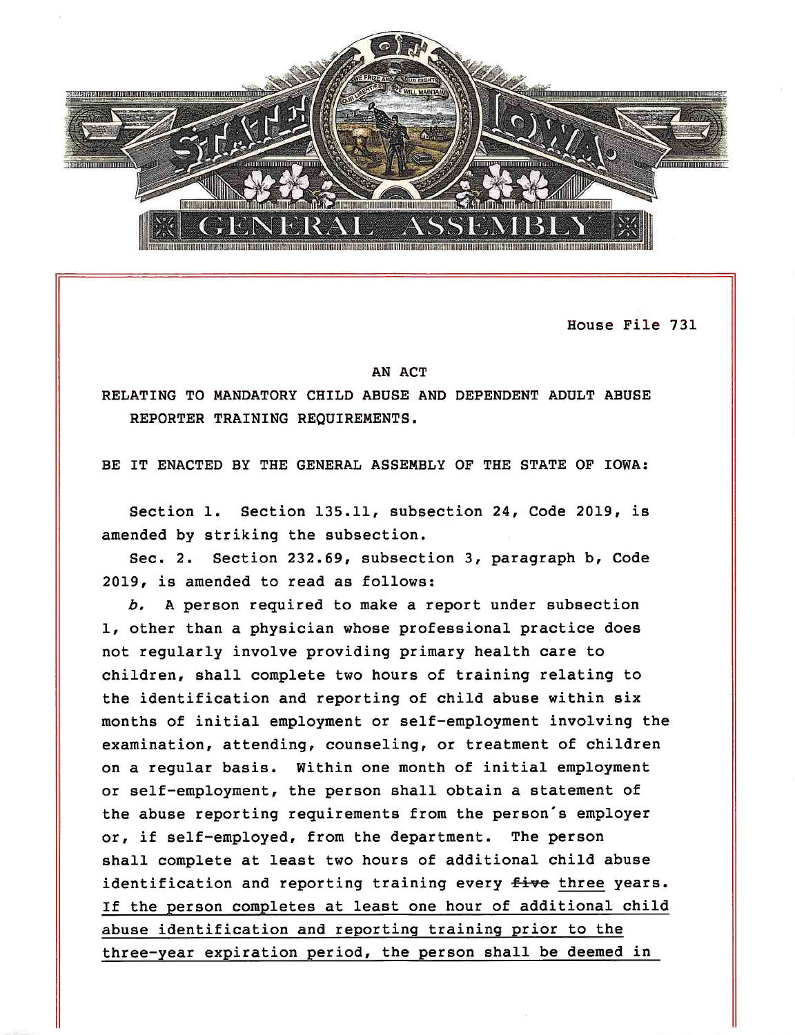House File 731

AN ACT

RELATING TO MANDATORY CHILD ABUSE AND DEPENDENT ADULT ABUSE REPORTER TRAINING REQUIREMENTS.

BE IT ENACTED BY THE GENERAL ASSEMBLY OF THE STATE OF IOWA:

Section 1. Section 135.11, subsection 24, Code 2019, is amended by striking the subsection.

Sec. 2. Section 232.69, subsection 3, paragraph b, Code 2019, is amended to read as follows:

*b.* A person required to make a report under subsection 1, other than a physician whose professional practice does not regularly involve providing primary health care to children, shall complete two hours of training relating to the identification and reporting of child abuse within six months of initial employment or self-employment involving the examination, attending, counseling, or treatment of children on a regular basis. Within one month of initial employment or self-employment, the person shall obtain a statement of the abuse reporting requirements from the person's employer or, if self-employed, from the department. The person shall complete at least two hours of additional child abuse identification and reporting training every ~~five~~ three years. If the person completes at least one hour of additional child abuse identification and reporting training prior to the three-year expiration period, the person shall be deemed in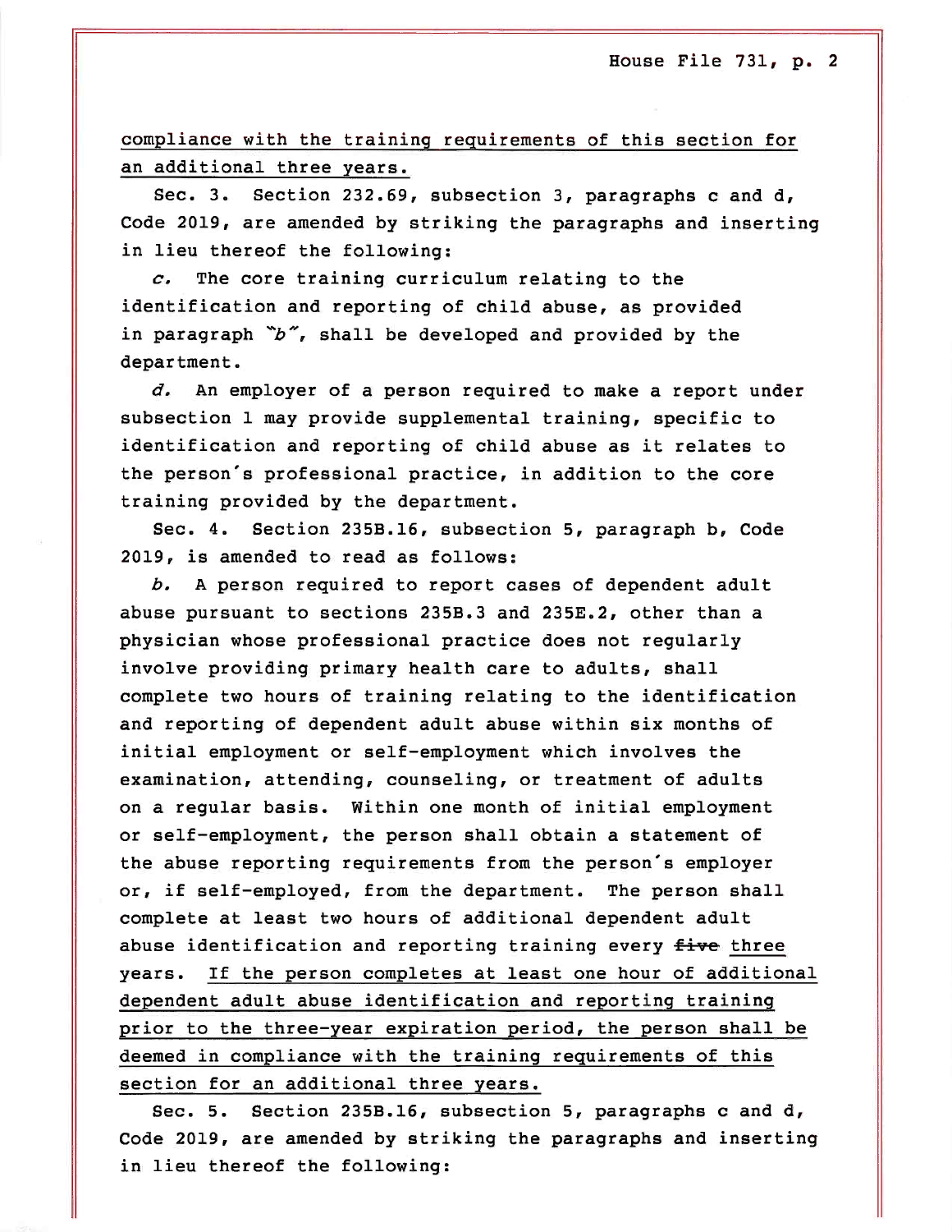compliance with the training requirements of this section for an additional three years.

Sec. 3. Section 232.69, subsection 3, paragraphs c and d, Code 2019, are amended by striking the paragraphs and inserting in lieu thereof the following:

*c.* The core training curriculum relating to the identification and reporting of child abuse, as provided in paragraph "*b*", shall be developed and provided by the department.

*d.* An employer of a person required to make a report under subsection 1 may provide supplemental training, specific to identification and reporting of child abuse as it relates to the person's professional practice, in addition to the core training provided by the department.

Sec. 4. Section 235B.16, subsection 5, paragraph b, Code 2019, is amended to read as follows:

*b.* A person required to report cases of dependent adult abuse pursuant to sections 235B.3 and 235E.2, other than a physician whose professional practice does not regularly involve providing primary health care to adults, shall complete two hours of training relating to the identification and reporting of dependent adult abuse within six months of initial employment or self-employment which involves the examination, attending, counseling, or treatment of adults on a regular basis. Within one month of initial employment or self-employment, the person shall obtain a statement of the abuse reporting requirements from the person's employer or, if self-employed, from the department. The person shall complete at least two hours of additional dependent adult abuse identification and reporting training every ~~five~~ three years. If the person completes at least one hour of additional dependent adult abuse identification and reporting training prior to the three-year expiration period, the person shall be deemed in compliance with the training requirements of this section for an additional three years.

Sec. 5. Section 235B.16, subsection 5, paragraphs c and d, Code 2019, are amended by striking the paragraphs and inserting in lieu thereof the following: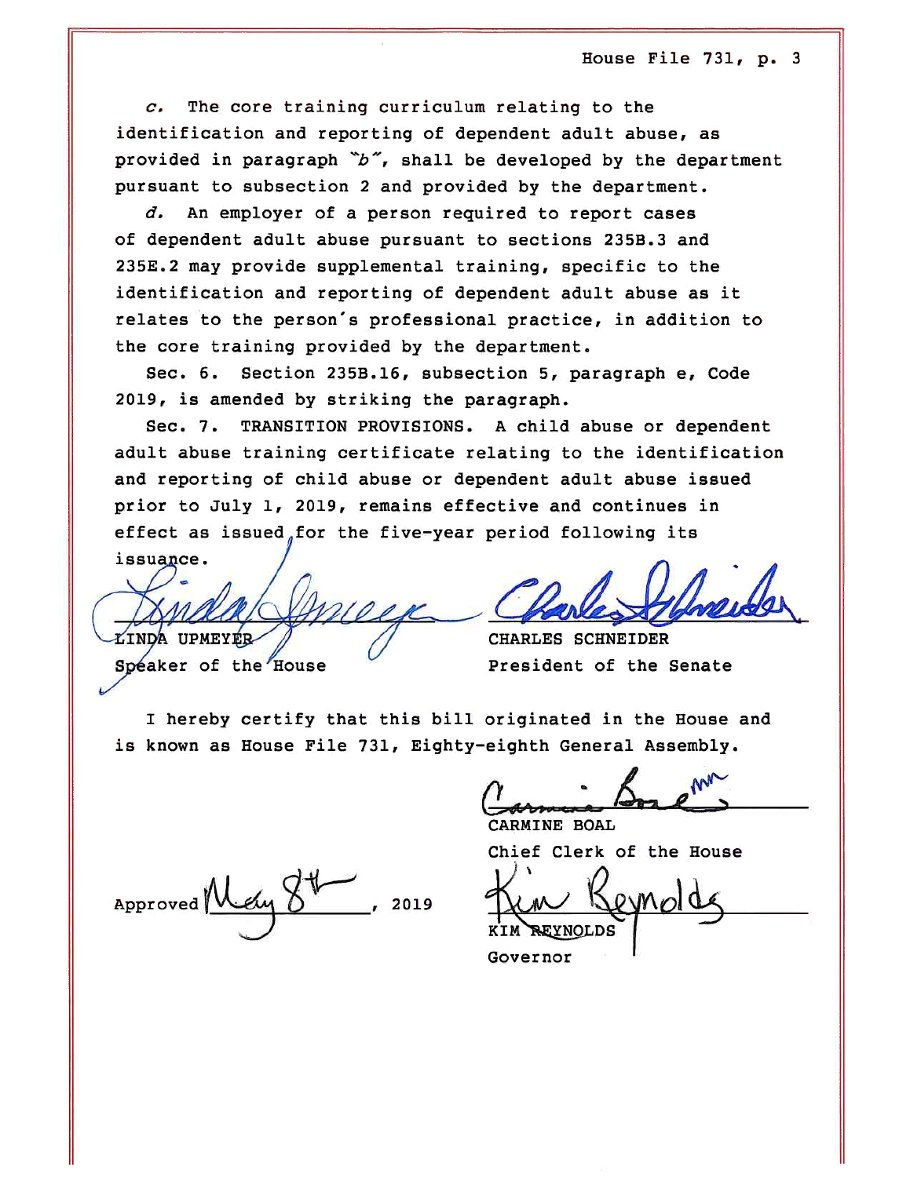*c.* The core training curriculum relating to the identification and reporting of dependent adult abuse, as provided in paragraph "*b*", shall be developed by the department pursuant to subsection 2 and provided by the department.

*d.* An employer of a person required to report cases of dependent adult abuse pursuant to sections 235B.3 and 235E.2 may provide supplemental training, specific to the identification and reporting of dependent adult abuse as it relates to the person's professional practice, in addition to the core training provided by the department.

Sec. 6. Section 235B.16, subsection 5, paragraph e, Code 2019, is amended by striking the paragraph.

Sec. 7. TRANSITION PROVISIONS. A child abuse or dependent adult abuse training certificate relating to the identification and reporting of child abuse or dependent adult abuse issued prior to July 1, 2019, remains effective and continues in effect as issued for the five-year period following its issuance.

LINDA UPMEYER
Speaker of the House

CHARLES SCHNEIDER
President of the Senate

I hereby certify that this bill originated in the House and is known as House File 731, Eighty-eighth General Assembly.

CARMINE BOAL
Chief Clerk of the House

Approved May 8th, 2019

KIM REYNOLDS
Governor